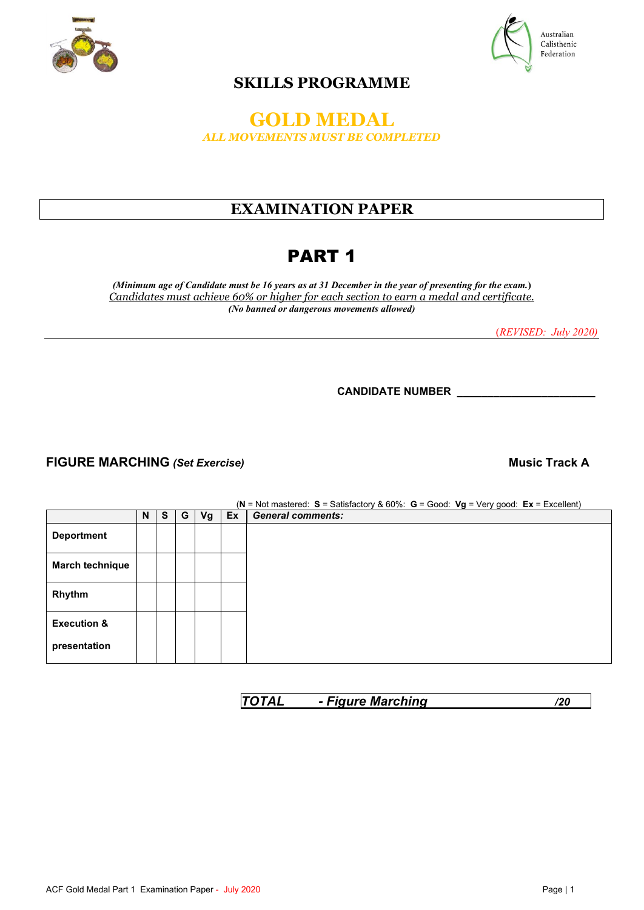Australian Calisthenic Federation

# SKILLS PROGRAMME

## GOLD MEDAL

*ALL MOVEMENTS MUST BE COMPLETED*

## EXAMINATION PAPER

# PART 1

***(Minimum age of Candidate must be 16 years as at 31 December in the year of presenting for the exam.)***

*Candidates must achieve 60% or higher for each section to earn a medal and certificate.*

***(No banned or dangerous movements allowed)***

*(REVISED: July 2020)*

**CANDIDATE NUMBER** \_\_\_\_\_\_\_\_\_\_\_\_\_\_\_\_\_\_\_\_\_\_\_

### FIGURE MARCHING *(Set Exercise)*

**Music Track A**

(**N** = Not mastered: **S** = Satisfactory & 60%: **G** = Good: **Vg** = Very good: **Ex** = Excellent)

| | N | S | G | Vg | Ex | *General comments:* |
|---|---|---|---|---|---|---|
| **Deportment** | | | | | | |
| **March technique** | | | | | | |
| **Rhythm** | | | | | | |
| **Execution & presentation** | | | | | | |

| *TOTAL - Figure Marching* | */20* |
|---|---|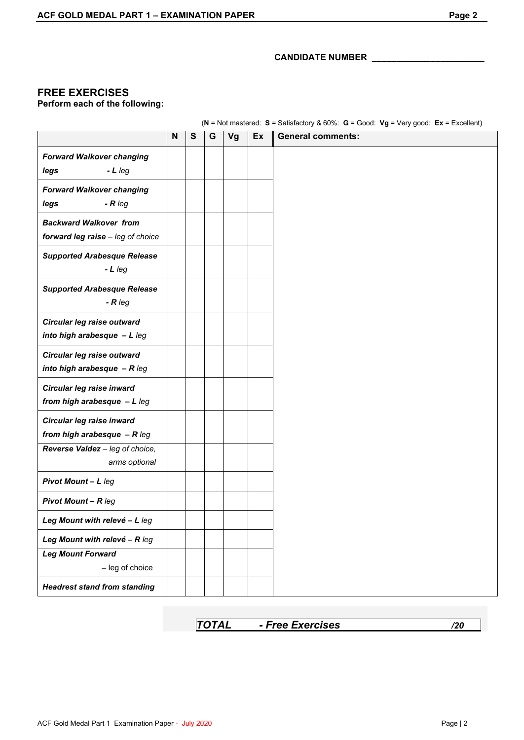CANDIDATE NUMBER ______________________

## FREE EXERCISES

**Perform each of the following:**

(**N** = Not mastered: **S** = Satisfactory & 60%: **G** = Good: **Vg** = Very good: **Ex** = Excellent)

| | N | S | G | Vg | Ex | General comments: |
|---|---|---|---|---|---|---|
| ***Forward Walkover changing legs*** ***- L** leg* | | | | | | |
| ***Forward Walkover changing legs*** ***- R** leg* | | | | | | |
| ***Backward Walkover from forward leg raise*** *– leg of choice* | | | | | | |
| ***Supported Arabesque Release*** ***- L** leg* | | | | | | |
| ***Supported Arabesque Release*** ***- R** leg* | | | | | | |
| ***Circular leg raise outward into high arabesque – L** leg* | | | | | | |
| ***Circular leg raise outward into high arabesque – R** leg* | | | | | | |
| ***Circular leg raise inward from high arabesque – L** leg* | | | | | | |
| ***Circular leg raise inward from high arabesque – R** leg* | | | | | | |
| ***Reverse Valdez** – leg of choice, arms optional* | | | | | | |
| ***Pivot Mount – L** leg* | | | | | | |
| ***Pivot Mount – R** leg* | | | | | | |
| ***Leg Mount with relevé – L** leg* | | | | | | |
| ***Leg Mount with relevé – R** leg* | | | | | | |
| ***Leg Mount Forward*** **–** leg of choice | | | | | | |
| ***Headrest stand from standing*** | | | | | | |

***TOTAL - Free Exercises /20***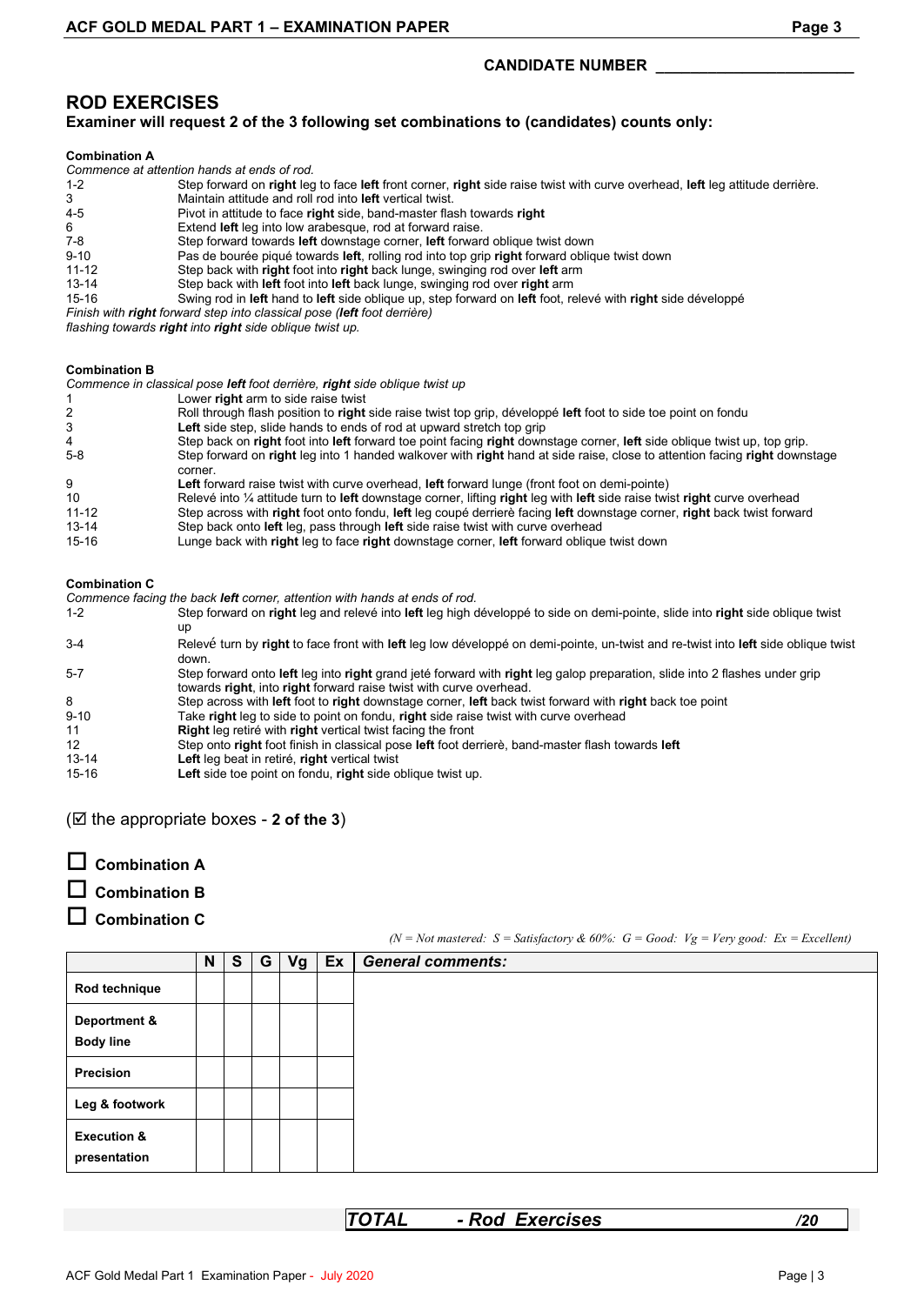**CANDIDATE NUMBER \_\_\_\_\_\_\_\_\_\_\_\_\_\_\_\_\_\_\_\_\_\_\_**

## ROD EXERCISES

### Examiner will request 2 of the 3 following set combinations to (candidates) counts only:

**Combination A**

*Commence at attention hands at ends of rod.*

| | |
|---|---|
| 1-2 | Step forward on **right** leg to face **left** front corner, **right** side raise twist with curve overhead, **left** leg attitude derrière. |
| 3 | Maintain attitude and roll rod into **left** vertical twist. |
| 4-5 | Pivot in attitude to face **right** side, band-master flash towards **right** |
| 6 | Extend **left** leg into low arabesque, rod at forward raise. |
| 7-8 | Step forward towards **left** downstage corner, **left** forward oblique twist down |
| 9-10 | Pas de bourée piqué towards **left**, rolling rod into top grip **right** forward oblique twist down |
| 11-12 | Step back with **right** foot into **right** back lunge, swinging rod over **left** arm |
| 13-14 | Step back with **left** foot into **left** back lunge, swinging rod over **right** arm |
| 15-16 | Swing rod in **left** hand to **left** side oblique up, step forward on **left** foot, relevé with **right** side développé |

*Finish with **right** forward step into classical pose (**left** foot derrière) flashing towards **right** into **right** side oblique twist up.*

**Combination B**

*Commence in classical pose **left** foot derrière, **right** side oblique twist up*

| | |
|---|---|
| 1 | Lower **right** arm to side raise twist |
| 2 | Roll through flash position to **right** side raise twist top grip, développé **left** foot to side toe point on fondu |
| 3 | **Left** side step, slide hands to ends of rod at upward stretch top grip |
| 4 | Step back on **right** foot into **left** forward toe point facing **right** downstage corner, **left** side oblique twist up, top grip. |
| 5-8 | Step forward on **right** leg into 1 handed walkover with **right** hand at side raise, close to attention facing **right** downstage corner. |
| 9 | **Left** forward raise twist with curve overhead, **left** forward lunge (front foot on demi-pointe) |
| 10 | Relevé into ¼ attitude turn to **left** downstage corner, lifting **right** leg with **left** side raise twist **right** curve overhead |
| 11-12 | Step across with **right** foot onto fondu, **left** leg coupé derrierè facing **left** downstage corner, **right** back twist forward |
| 13-14 | Step back onto **left** leg, pass through **left** side raise twist with curve overhead |
| 15-16 | Lunge back with **right** leg to face **right** downstage corner, **left** forward oblique twist down |

**Combination C**

*Commence facing the back **left** corner, attention with hands at ends of rod.*

| | |
|---|---|
| 1-2 | Step forward on **right** leg and relevé into **left** leg high développé to side on demi-pointe, slide into **right** side oblique twist up |
| 3-4 | Relevé turn by **right** to face front with **left** leg low développé on demi-pointe, un-twist and re-twist into **left** side oblique twist down. |
| 5-7 | Step forward onto **left** leg into **right** grand jeté forward with **right** leg galop preparation, slide into 2 flashes under grip towards **right**, into **right** forward raise twist with curve overhead. |
| 8 | Step across with **left** foot to **right** downstage corner, **left** back twist forward with **right** back toe point |
| 9-10 | Take **right** leg to side to point on fondu, **right** side raise twist with curve overhead |
| 11 | **Right** leg retiré with **right** vertical twist facing the front |
| 12 | Step onto **right** foot finish in classical pose **left** foot derrierè, band-master flash towards **left** |
| 13-14 | **Left** leg beat in retiré, **right** vertical twist |
| 15-16 | **Left** side toe point on fondu, **right** side oblique twist up. |

(☑ the appropriate boxes - **2 of the 3**)

☐ **Combination A**

☐ **Combination B**

☐ **Combination C**

*(N = Not mastered: S = Satisfactory & 60%: G = Good: Vg = Very good: Ex = Excellent)*

| | N | S | G | Vg | Ex | *General comments:* |
|---|---|---|---|---|---|---|
| **Rod technique** | | | | | | |
| **Deportment & Body line** | | | | | | |
| **Precision** | | | | | | |
| **Leg & footwork** | | | | | | |
| **Execution & presentation** | | | | | | |

***TOTAL - Rod Exercises /20***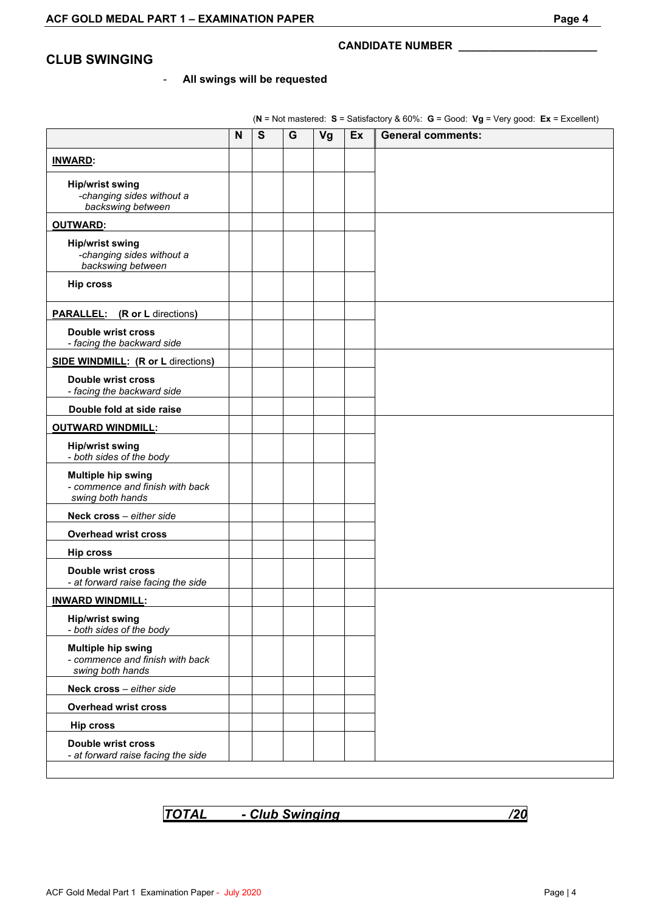CANDIDATE NUMBER ______________________

## CLUB SWINGING

- **All swings will be requested**

(**N** = Not mastered: **S** = Satisfactory & 60%: **G** = Good: **Vg** = Very good: **Ex** = Excellent)

| | N | S | G | Vg | Ex | General comments: |
|---|---|---|---|---|---|---|
| **INWARD**: | | | | | | |
| **Hip/wrist swing** *-changing sides without a backswing between* | | | | | | |
| **OUTWARD**: | | | | | | |
| **Hip/wrist swing** *-changing sides without a backswing between* | | | | | | |
| **Hip cross** | | | | | | |
| **PARALLEL: (R or L** directions) | | | | | | |
| **Double wrist cross** *- facing the backward side* | | | | | | |
| **SIDE WINDMILL: (R or L** directions) | | | | | | |
| **Double wrist cross** *- facing the backward side* | | | | | | |
| **Double fold at side raise** | | | | | | |
| **OUTWARD WINDMILL:** | | | | | | |
| **Hip/wrist swing** *- both sides of the body* | | | | | | |
| **Multiple hip swing** *- commence and finish with back swing both hands* | | | | | | |
| **Neck cross** – *either side* | | | | | | |
| **Overhead wrist cross** | | | | | | |
| **Hip cross** | | | | | | |
| **Double wrist cross** *- at forward raise facing the side* | | | | | | |
| **INWARD WINDMILL:** | | | | | | |
| **Hip/wrist swing** *- both sides of the body* | | | | | | |
| **Multiple hip swing** *- commence and finish with back swing both hands* | | | | | | |
| **Neck cross** – *either side* | | | | | | |
| **Overhead wrist cross** | | | | | | |
| **Hip cross** | | | | | | |
| **Double wrist cross** *- at forward raise facing the side* | | | | | | |

***TOTAL - Club Swinging /20***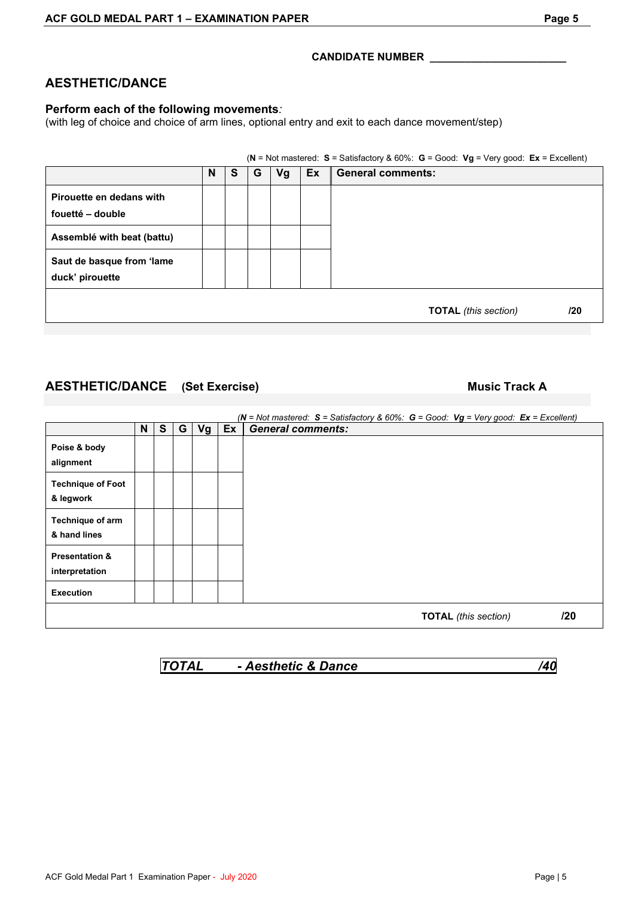**CANDIDATE NUMBER** ______________________

## AESTHETIC/DANCE

**Perform each of the following movements***:*
(with leg of choice and choice of arm lines, optional entry and exit to each dance movement/step)

(**N** = Not mastered: **S** = Satisfactory & 60%: **G** = Good: **Vg** = Very good: **Ex** = Excellent)

| | N | S | G | Vg | Ex | General comments: |
|---|---|---|---|---|---|---|
| **Pirouette en dedans with fouetté – double** | | | | | | |
| **Assemblé with beat (battu)** | | | | | | |
| **Saut de basque from 'lame duck' pirouette** | | | | | | |
| | | | | | | **TOTAL** *(this section)* **/20** |

## AESTHETIC/DANCE (Set Exercise) Music Track A

*(**N** = Not mastered: **S** = Satisfactory & 60%: **G** = Good: **Vg** = Very good: **Ex** = Excellent)*

| | N | S | G | Vg | Ex | *General comments:* |
|---|---|---|---|---|---|---|
| **Poise & body alignment** | | | | | | |
| **Technique of Foot & legwork** | | | | | | |
| **Technique of arm & hand lines** | | | | | | |
| **Presentation & interpretation** | | | | | | |
| **Execution** | | | | | | |
| | | | | | | **TOTAL** *(this section)* **/20** |

***TOTAL - Aesthetic & Dance /40***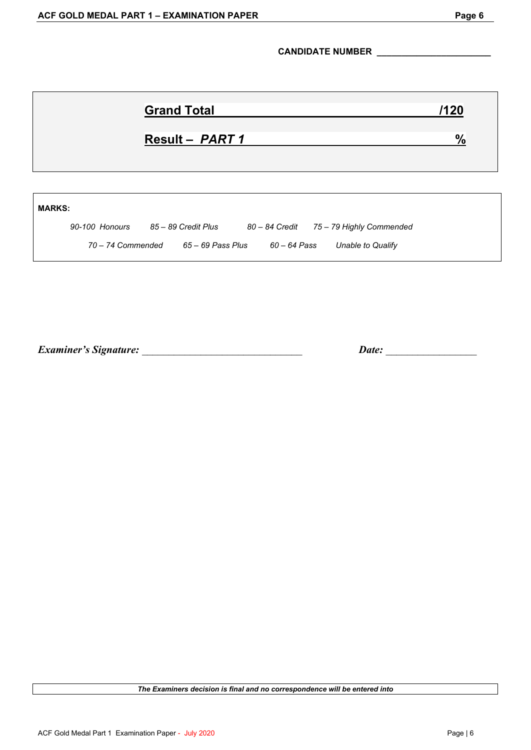**CANDIDATE NUMBER** ______________________

**Grand Total** **/120**

**Result – *PART 1*** **%**

**MARKS:**

*90-100 Honours* *85 – 89 Credit Plus* *80 – 84 Credit* *75 – 79 Highly Commended*

*70 – 74 Commended* *65 – 69 Pass Plus* *60 – 64 Pass* *Unable to Qualify*

***Examiner's Signature:*** ______________________________ ***Date:*** ________________

***The Examiners decision is final and no correspondence will be entered into***